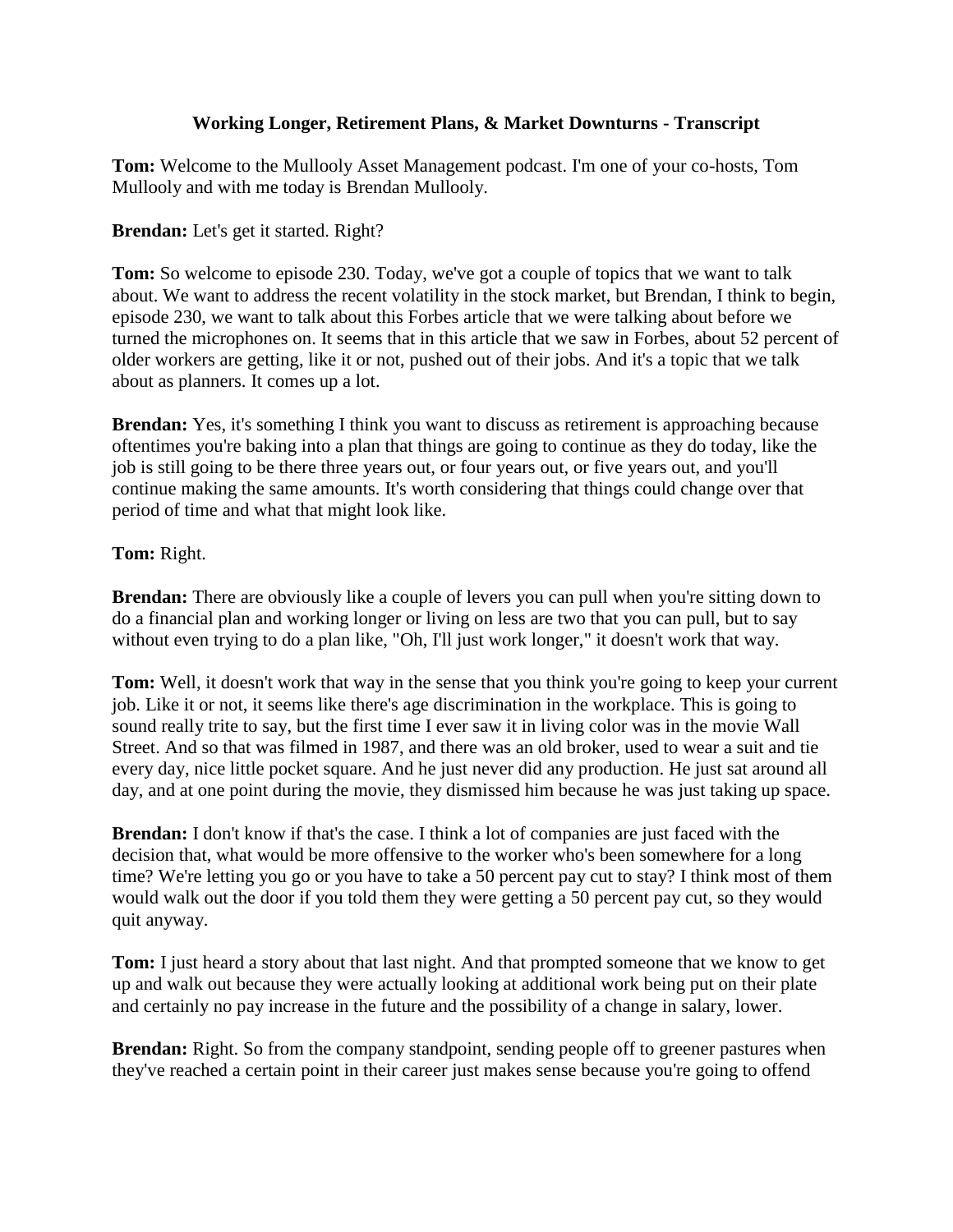# Working Longer, Retirement Plans, & Market Downturns - Transcript

**Tom:** Welcome to the Mullooly Asset Management podcast. I'm one of your co-hosts, Tom Mullooly and with me today is Brendan Mullooly.

**Brendan:** Let's get it started. Right?

**Tom:** So welcome to episode 230. Today, we've got a couple of topics that we want to talk about. We want to address the recent volatility in the stock market, but Brendan, I think to begin, episode 230, we want to talk about this Forbes article that we were talking about before we turned the microphones on. It seems that in this article that we saw in Forbes, about 52 percent of older workers are getting, like it or not, pushed out of their jobs. And it's a topic that we talk about as planners. It comes up a lot.

**Brendan:** Yes, it's something I think you want to discuss as retirement is approaching because oftentimes you're baking into a plan that things are going to continue as they do today, like the job is still going to be there three years out, or four years out, or five years out, and you'll continue making the same amounts. It's worth considering that things could change over that period of time and what that might look like.

**Tom:** Right.

**Brendan:** There are obviously like a couple of levers you can pull when you're sitting down to do a financial plan and working longer or living on less are two that you can pull, but to say without even trying to do a plan like, "Oh, I'll just work longer," it doesn't work that way.

**Tom:** Well, it doesn't work that way in the sense that you think you're going to keep your current job. Like it or not, it seems like there's age discrimination in the workplace. This is going to sound really trite to say, but the first time I ever saw it in living color was in the movie Wall Street. And so that was filmed in 1987, and there was an old broker, used to wear a suit and tie every day, nice little pocket square. And he just never did any production. He just sat around all day, and at one point during the movie, they dismissed him because he was just taking up space.

**Brendan:** I don't know if that's the case. I think a lot of companies are just faced with the decision that, what would be more offensive to the worker who's been somewhere for a long time? We're letting you go or you have to take a 50 percent pay cut to stay? I think most of them would walk out the door if you told them they were getting a 50 percent pay cut, so they would quit anyway.

**Tom:** I just heard a story about that last night. And that prompted someone that we know to get up and walk out because they were actually looking at additional work being put on their plate and certainly no pay increase in the future and the possibility of a change in salary, lower.

**Brendan:** Right. So from the company standpoint, sending people off to greener pastures when they've reached a certain point in their career just makes sense because you're going to offend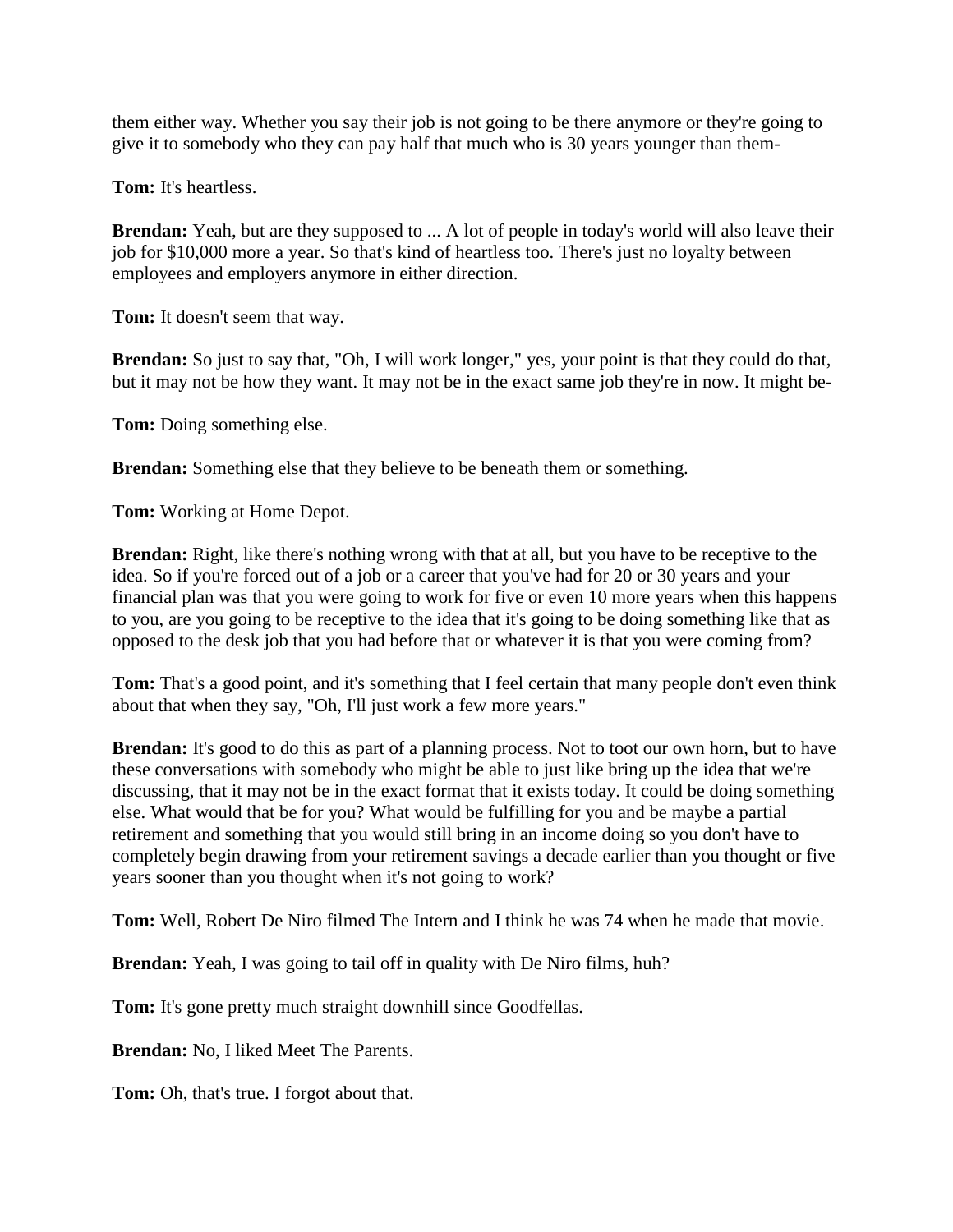them either way. Whether you say their job is not going to be there anymore or they're going to give it to somebody who they can pay half that much who is 30 years younger than them-

**Tom:** It's heartless.

**Brendan:** Yeah, but are they supposed to ... A lot of people in today's world will also leave their job for $10,000 more a year. So that's kind of heartless too. There's just no loyalty between employees and employers anymore in either direction.

**Tom:** It doesn't seem that way.

**Brendan:** So just to say that, "Oh, I will work longer," yes, your point is that they could do that, but it may not be how they want. It may not be in the exact same job they're in now. It might be-

**Tom:** Doing something else.

**Brendan:** Something else that they believe to be beneath them or something.

**Tom:** Working at Home Depot.

**Brendan:** Right, like there's nothing wrong with that at all, but you have to be receptive to the idea. So if you're forced out of a job or a career that you've had for 20 or 30 years and your financial plan was that you were going to work for five or even 10 more years when this happens to you, are you going to be receptive to the idea that it's going to be doing something like that as opposed to the desk job that you had before that or whatever it is that you were coming from?

**Tom:** That's a good point, and it's something that I feel certain that many people don't even think about that when they say, "Oh, I'll just work a few more years."

**Brendan:** It's good to do this as part of a planning process. Not to toot our own horn, but to have these conversations with somebody who might be able to just like bring up the idea that we're discussing, that it may not be in the exact format that it exists today. It could be doing something else. What would that be for you? What would be fulfilling for you and be maybe a partial retirement and something that you would still bring in an income doing so you don't have to completely begin drawing from your retirement savings a decade earlier than you thought or five years sooner than you thought when it's not going to work?

**Tom:** Well, Robert De Niro filmed The Intern and I think he was 74 when he made that movie.

**Brendan:** Yeah, I was going to tail off in quality with De Niro films, huh?

**Tom:** It's gone pretty much straight downhill since Goodfellas.

**Brendan:** No, I liked Meet The Parents.

**Tom:** Oh, that's true. I forgot about that.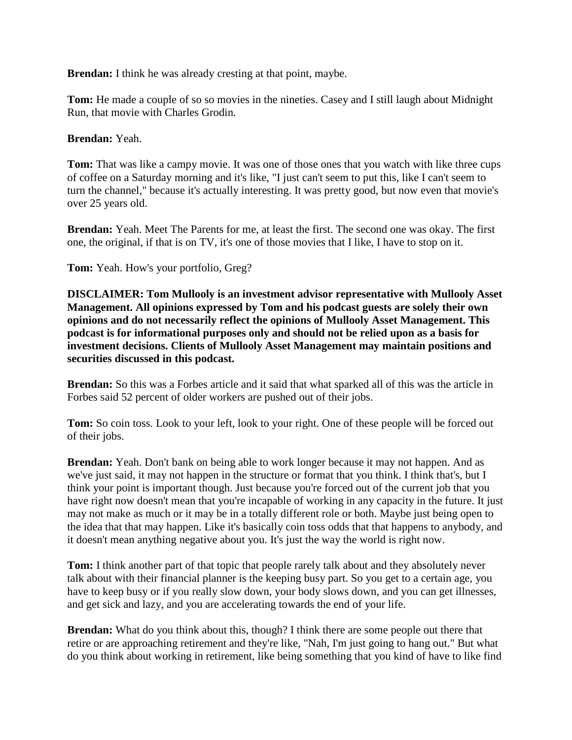**Brendan:** I think he was already cresting at that point, maybe.

**Tom:** He made a couple of so so movies in the nineties. Casey and I still laugh about Midnight Run, that movie with Charles Grodin.

**Brendan:** Yeah.

**Tom:** That was like a campy movie. It was one of those ones that you watch with like three cups of coffee on a Saturday morning and it's like, "I just can't seem to put this, like I can't seem to turn the channel," because it's actually interesting. It was pretty good, but now even that movie's over 25 years old.

**Brendan:** Yeah. Meet The Parents for me, at least the first. The second one was okay. The first one, the original, if that is on TV, it's one of those movies that I like, I have to stop on it.

**Tom:** Yeah. How's your portfolio, Greg?

**DISCLAIMER: Tom Mullooly is an investment advisor representative with Mullooly Asset Management. All opinions expressed by Tom and his podcast guests are solely their own opinions and do not necessarily reflect the opinions of Mullooly Asset Management. This podcast is for informational purposes only and should not be relied upon as a basis for investment decisions. Clients of Mullooly Asset Management may maintain positions and securities discussed in this podcast.**

**Brendan:** So this was a Forbes article and it said that what sparked all of this was the article in Forbes said 52 percent of older workers are pushed out of their jobs.

**Tom:** So coin toss. Look to your left, look to your right. One of these people will be forced out of their jobs.

**Brendan:** Yeah. Don't bank on being able to work longer because it may not happen. And as we've just said, it may not happen in the structure or format that you think. I think that's, but I think your point is important though. Just because you're forced out of the current job that you have right now doesn't mean that you're incapable of working in any capacity in the future. It just may not make as much or it may be in a totally different role or both. Maybe just being open to the idea that that may happen. Like it's basically coin toss odds that that happens to anybody, and it doesn't mean anything negative about you. It's just the way the world is right now.

**Tom:** I think another part of that topic that people rarely talk about and they absolutely never talk about with their financial planner is the keeping busy part. So you get to a certain age, you have to keep busy or if you really slow down, your body slows down, and you can get illnesses, and get sick and lazy, and you are accelerating towards the end of your life.

**Brendan:** What do you think about this, though? I think there are some people out there that retire or are approaching retirement and they're like, "Nah, I'm just going to hang out." But what do you think about working in retirement, like being something that you kind of have to like find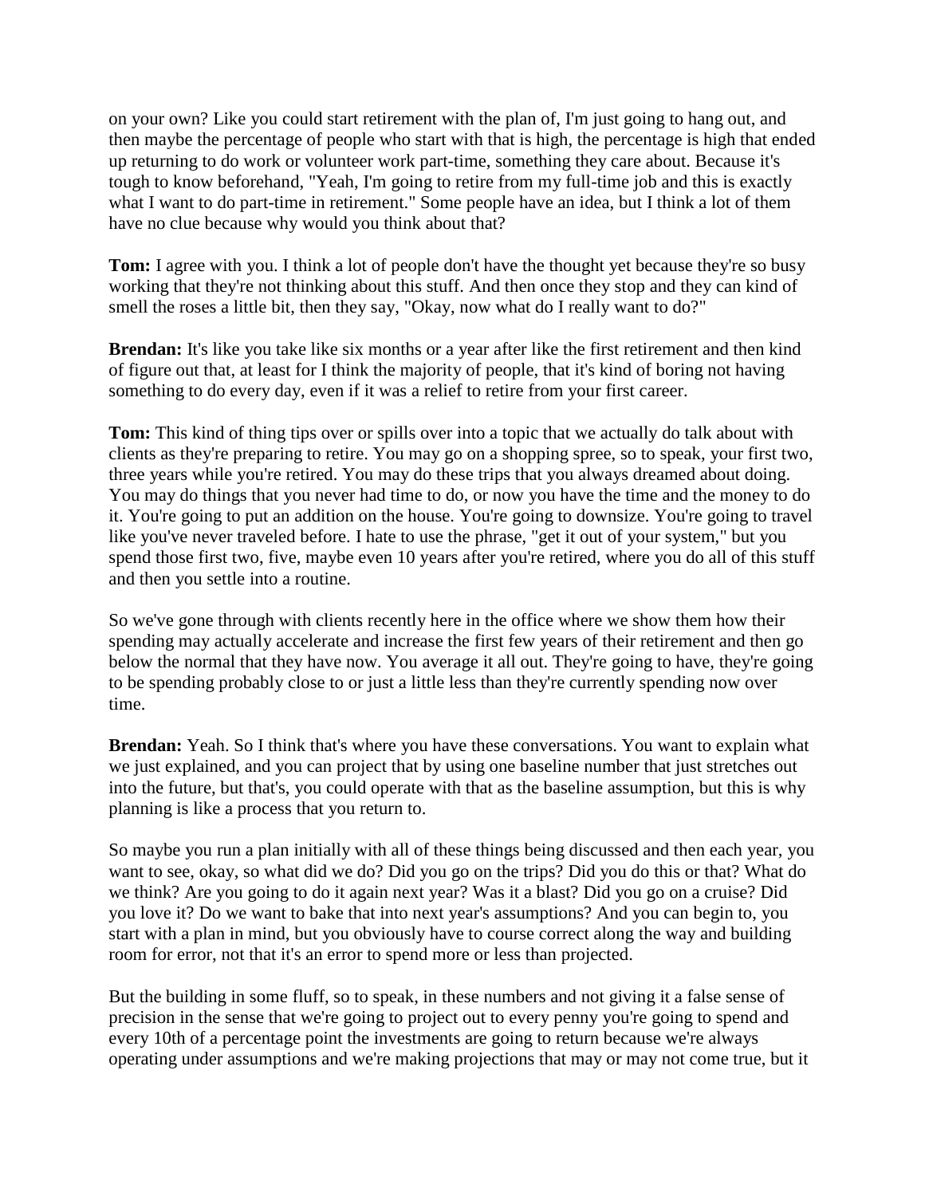on your own? Like you could start retirement with the plan of, I'm just going to hang out, and then maybe the percentage of people who start with that is high, the percentage is high that ended up returning to do work or volunteer work part-time, something they care about. Because it's tough to know beforehand, "Yeah, I'm going to retire from my full-time job and this is exactly what I want to do part-time in retirement." Some people have an idea, but I think a lot of them have no clue because why would you think about that?

**Tom:** I agree with you. I think a lot of people don't have the thought yet because they're so busy working that they're not thinking about this stuff. And then once they stop and they can kind of smell the roses a little bit, then they say, "Okay, now what do I really want to do?"

**Brendan:** It's like you take like six months or a year after like the first retirement and then kind of figure out that, at least for I think the majority of people, that it's kind of boring not having something to do every day, even if it was a relief to retire from your first career.

**Tom:** This kind of thing tips over or spills over into a topic that we actually do talk about with clients as they're preparing to retire. You may go on a shopping spree, so to speak, your first two, three years while you're retired. You may do these trips that you always dreamed about doing. You may do things that you never had time to do, or now you have the time and the money to do it. You're going to put an addition on the house. You're going to downsize. You're going to travel like you've never traveled before. I hate to use the phrase, "get it out of your system," but you spend those first two, five, maybe even 10 years after you're retired, where you do all of this stuff and then you settle into a routine.

So we've gone through with clients recently here in the office where we show them how their spending may actually accelerate and increase the first few years of their retirement and then go below the normal that they have now. You average it all out. They're going to have, they're going to be spending probably close to or just a little less than they're currently spending now over time.

**Brendan:** Yeah. So I think that's where you have these conversations. You want to explain what we just explained, and you can project that by using one baseline number that just stretches out into the future, but that's, you could operate with that as the baseline assumption, but this is why planning is like a process that you return to.

So maybe you run a plan initially with all of these things being discussed and then each year, you want to see, okay, so what did we do? Did you go on the trips? Did you do this or that? What do we think? Are you going to do it again next year? Was it a blast? Did you go on a cruise? Did you love it? Do we want to bake that into next year's assumptions? And you can begin to, you start with a plan in mind, but you obviously have to course correct along the way and building room for error, not that it's an error to spend more or less than projected.

But the building in some fluff, so to speak, in these numbers and not giving it a false sense of precision in the sense that we're going to project out to every penny you're going to spend and every 10th of a percentage point the investments are going to return because we're always operating under assumptions and we're making projections that may or may not come true, but it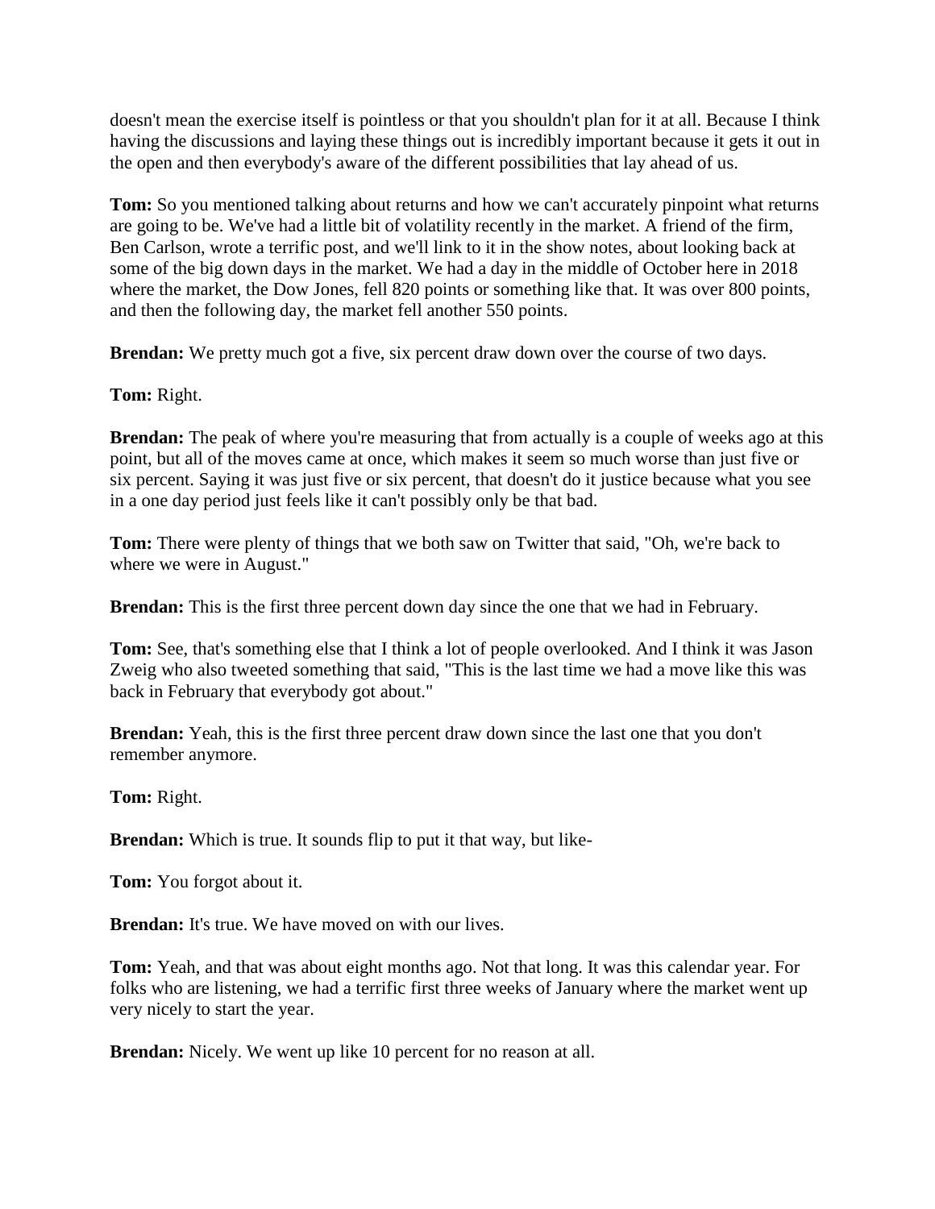doesn't mean the exercise itself is pointless or that you shouldn't plan for it at all. Because I think having the discussions and laying these things out is incredibly important because it gets it out in the open and then everybody's aware of the different possibilities that lay ahead of us.

**Tom:** So you mentioned talking about returns and how we can't accurately pinpoint what returns are going to be. We've had a little bit of volatility recently in the market. A friend of the firm, Ben Carlson, wrote a terrific post, and we'll link to it in the show notes, about looking back at some of the big down days in the market. We had a day in the middle of October here in 2018 where the market, the Dow Jones, fell 820 points or something like that. It was over 800 points, and then the following day, the market fell another 550 points.

**Brendan:** We pretty much got a five, six percent draw down over the course of two days.

**Tom:** Right.

**Brendan:** The peak of where you're measuring that from actually is a couple of weeks ago at this point, but all of the moves came at once, which makes it seem so much worse than just five or six percent. Saying it was just five or six percent, that doesn't do it justice because what you see in a one day period just feels like it can't possibly only be that bad.

**Tom:** There were plenty of things that we both saw on Twitter that said, "Oh, we're back to where we were in August."

**Brendan:** This is the first three percent down day since the one that we had in February.

**Tom:** See, that's something else that I think a lot of people overlooked. And I think it was Jason Zweig who also tweeted something that said, "This is the last time we had a move like this was back in February that everybody got about."

**Brendan:** Yeah, this is the first three percent draw down since the last one that you don't remember anymore.

**Tom:** Right.

**Brendan:** Which is true. It sounds flip to put it that way, but like-

**Tom:** You forgot about it.

**Brendan:** It's true. We have moved on with our lives.

**Tom:** Yeah, and that was about eight months ago. Not that long. It was this calendar year. For folks who are listening, we had a terrific first three weeks of January where the market went up very nicely to start the year.

**Brendan:** Nicely. We went up like 10 percent for no reason at all.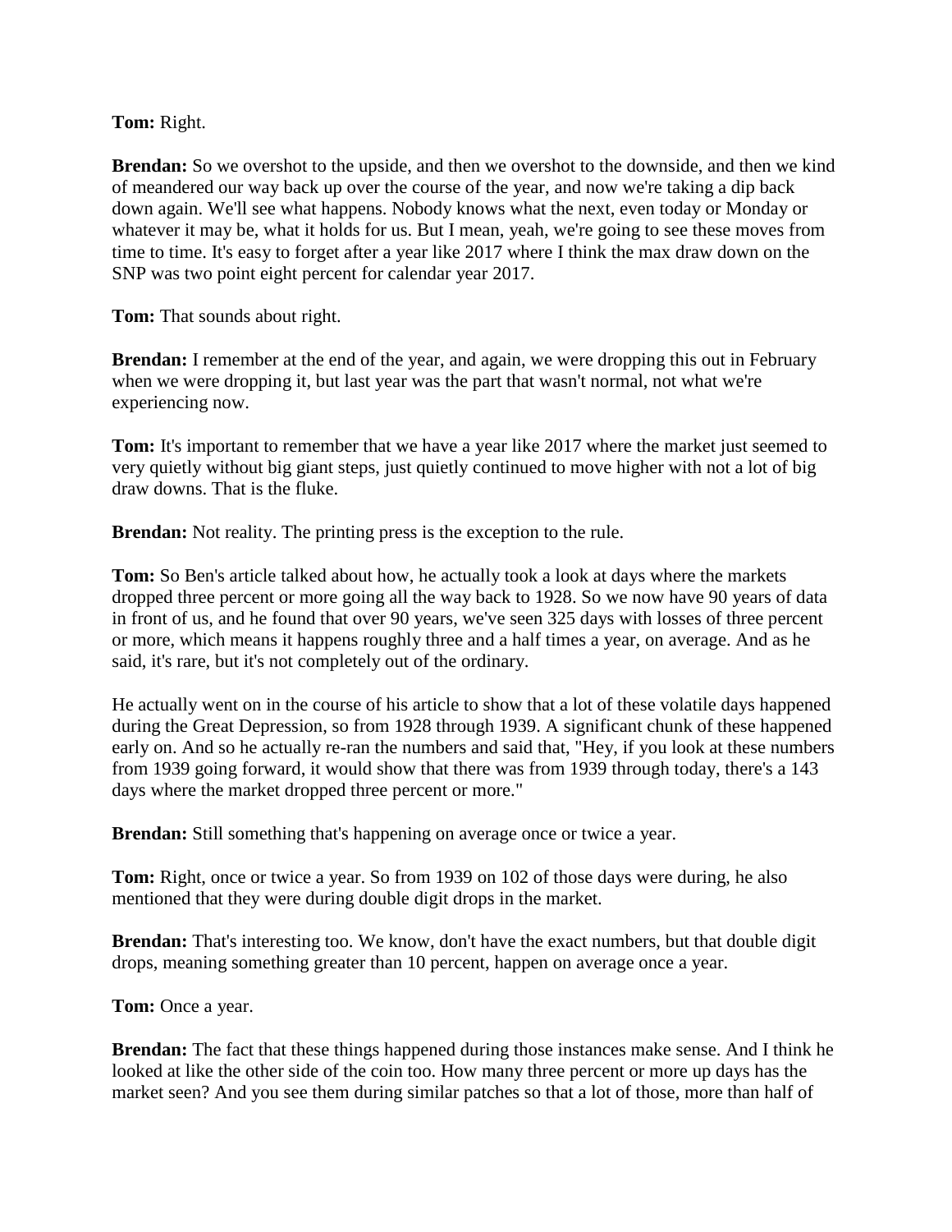**Tom:** Right.

**Brendan:** So we overshot to the upside, and then we overshot to the downside, and then we kind of meandered our way back up over the course of the year, and now we're taking a dip back down again. We'll see what happens. Nobody knows what the next, even today or Monday or whatever it may be, what it holds for us. But I mean, yeah, we're going to see these moves from time to time. It's easy to forget after a year like 2017 where I think the max draw down on the SNP was two point eight percent for calendar year 2017.

**Tom:** That sounds about right.

**Brendan:** I remember at the end of the year, and again, we were dropping this out in February when we were dropping it, but last year was the part that wasn't normal, not what we're experiencing now.

**Tom:** It's important to remember that we have a year like 2017 where the market just seemed to very quietly without big giant steps, just quietly continued to move higher with not a lot of big draw downs. That is the fluke.

**Brendan:** Not reality. The printing press is the exception to the rule.

**Tom:** So Ben's article talked about how, he actually took a look at days where the markets dropped three percent or more going all the way back to 1928. So we now have 90 years of data in front of us, and he found that over 90 years, we've seen 325 days with losses of three percent or more, which means it happens roughly three and a half times a year, on average. And as he said, it's rare, but it's not completely out of the ordinary.

He actually went on in the course of his article to show that a lot of these volatile days happened during the Great Depression, so from 1928 through 1939. A significant chunk of these happened early on. And so he actually re-ran the numbers and said that, "Hey, if you look at these numbers from 1939 going forward, it would show that there was from 1939 through today, there's a 143 days where the market dropped three percent or more."

**Brendan:** Still something that's happening on average once or twice a year.

**Tom:** Right, once or twice a year. So from 1939 on 102 of those days were during, he also mentioned that they were during double digit drops in the market.

**Brendan:** That's interesting too. We know, don't have the exact numbers, but that double digit drops, meaning something greater than 10 percent, happen on average once a year.

**Tom:** Once a year.

**Brendan:** The fact that these things happened during those instances make sense. And I think he looked at like the other side of the coin too. How many three percent or more up days has the market seen? And you see them during similar patches so that a lot of those, more than half of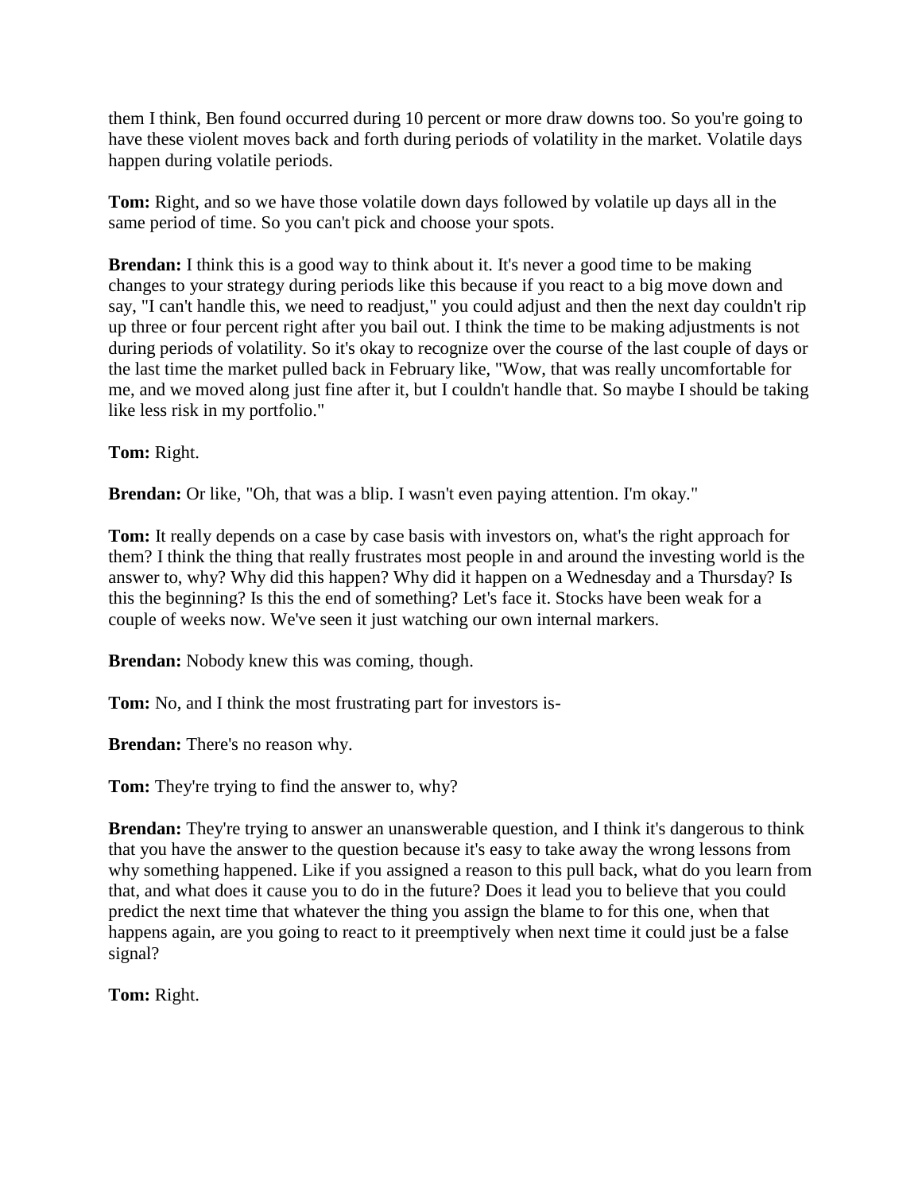them I think, Ben found occurred during 10 percent or more draw downs too. So you're going to have these violent moves back and forth during periods of volatility in the market. Volatile days happen during volatile periods.

**Tom:** Right, and so we have those volatile down days followed by volatile up days all in the same period of time. So you can't pick and choose your spots.

**Brendan:** I think this is a good way to think about it. It's never a good time to be making changes to your strategy during periods like this because if you react to a big move down and say, "I can't handle this, we need to readjust," you could adjust and then the next day couldn't rip up three or four percent right after you bail out. I think the time to be making adjustments is not during periods of volatility. So it's okay to recognize over the course of the last couple of days or the last time the market pulled back in February like, "Wow, that was really uncomfortable for me, and we moved along just fine after it, but I couldn't handle that. So maybe I should be taking like less risk in my portfolio."

**Tom:** Right.

**Brendan:** Or like, "Oh, that was a blip. I wasn't even paying attention. I'm okay."

**Tom:** It really depends on a case by case basis with investors on, what's the right approach for them? I think the thing that really frustrates most people in and around the investing world is the answer to, why? Why did this happen? Why did it happen on a Wednesday and a Thursday? Is this the beginning? Is this the end of something? Let's face it. Stocks have been weak for a couple of weeks now. We've seen it just watching our own internal markers.

**Brendan:** Nobody knew this was coming, though.

**Tom:** No, and I think the most frustrating part for investors is-

**Brendan:** There's no reason why.

**Tom:** They're trying to find the answer to, why?

**Brendan:** They're trying to answer an unanswerable question, and I think it's dangerous to think that you have the answer to the question because it's easy to take away the wrong lessons from why something happened. Like if you assigned a reason to this pull back, what do you learn from that, and what does it cause you to do in the future? Does it lead you to believe that you could predict the next time that whatever the thing you assign the blame to for this one, when that happens again, are you going to react to it preemptively when next time it could just be a false signal?

**Tom:** Right.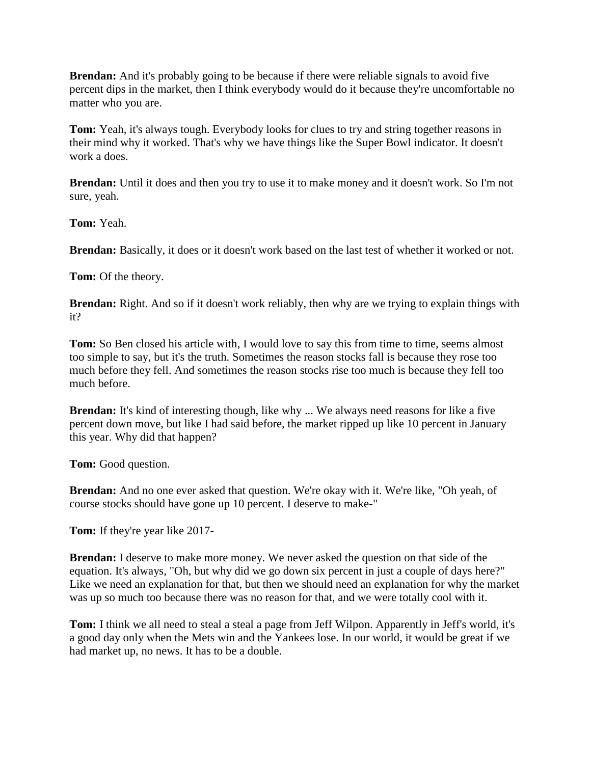**Brendan:** And it's probably going to be because if there were reliable signals to avoid five percent dips in the market, then I think everybody would do it because they're uncomfortable no matter who you are.

**Tom:** Yeah, it's always tough. Everybody looks for clues to try and string together reasons in their mind why it worked. That's why we have things like the Super Bowl indicator. It doesn't work a does.

**Brendan:** Until it does and then you try to use it to make money and it doesn't work. So I'm not sure, yeah.

**Tom:** Yeah.

**Brendan:** Basically, it does or it doesn't work based on the last test of whether it worked or not.

**Tom:** Of the theory.

**Brendan:** Right. And so if it doesn't work reliably, then why are we trying to explain things with it?

**Tom:** So Ben closed his article with, I would love to say this from time to time, seems almost too simple to say, but it's the truth. Sometimes the reason stocks fall is because they rose too much before they fell. And sometimes the reason stocks rise too much is because they fell too much before.

**Brendan:** It's kind of interesting though, like why ... We always need reasons for like a five percent down move, but like I had said before, the market ripped up like 10 percent in January this year. Why did that happen?

**Tom:** Good question.

**Brendan:** And no one ever asked that question. We're okay with it. We're like, "Oh yeah, of course stocks should have gone up 10 percent. I deserve to make-"

**Tom:** If they're year like 2017-

**Brendan:** I deserve to make more money. We never asked the question on that side of the equation. It's always, "Oh, but why did we go down six percent in just a couple of days here?" Like we need an explanation for that, but then we should need an explanation for why the market was up so much too because there was no reason for that, and we were totally cool with it.

**Tom:** I think we all need to steal a steal a page from Jeff Wilpon. Apparently in Jeff's world, it's a good day only when the Mets win and the Yankees lose. In our world, it would be great if we had market up, no news. It has to be a double.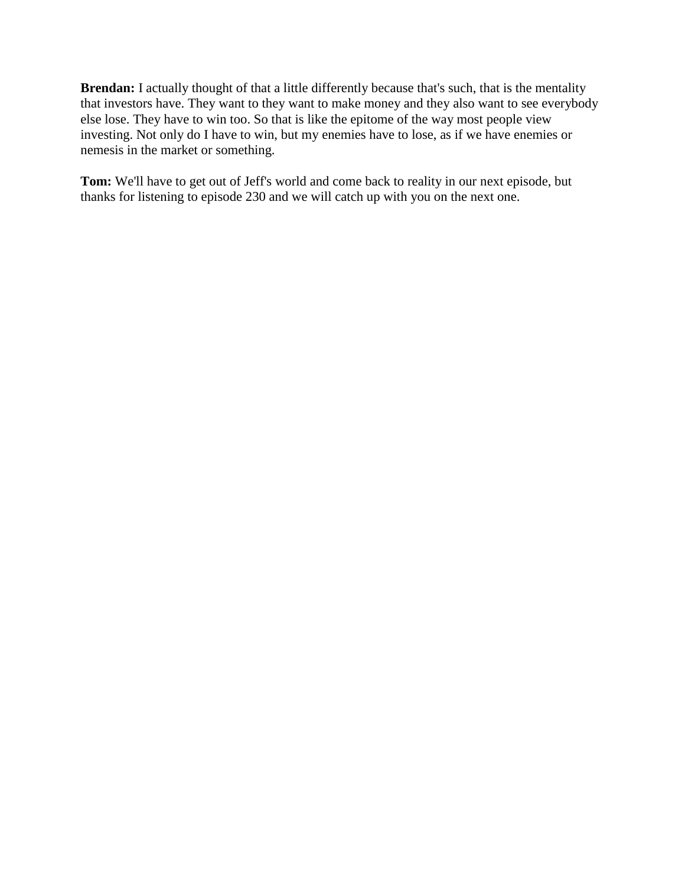**Brendan:** I actually thought of that a little differently because that's such, that is the mentality that investors have. They want to they want to make money and they also want to see everybody else lose. They have to win too. So that is like the epitome of the way most people view investing. Not only do I have to win, but my enemies have to lose, as if we have enemies or nemesis in the market or something.

**Tom:** We'll have to get out of Jeff's world and come back to reality in our next episode, but thanks for listening to episode 230 and we will catch up with you on the next one.